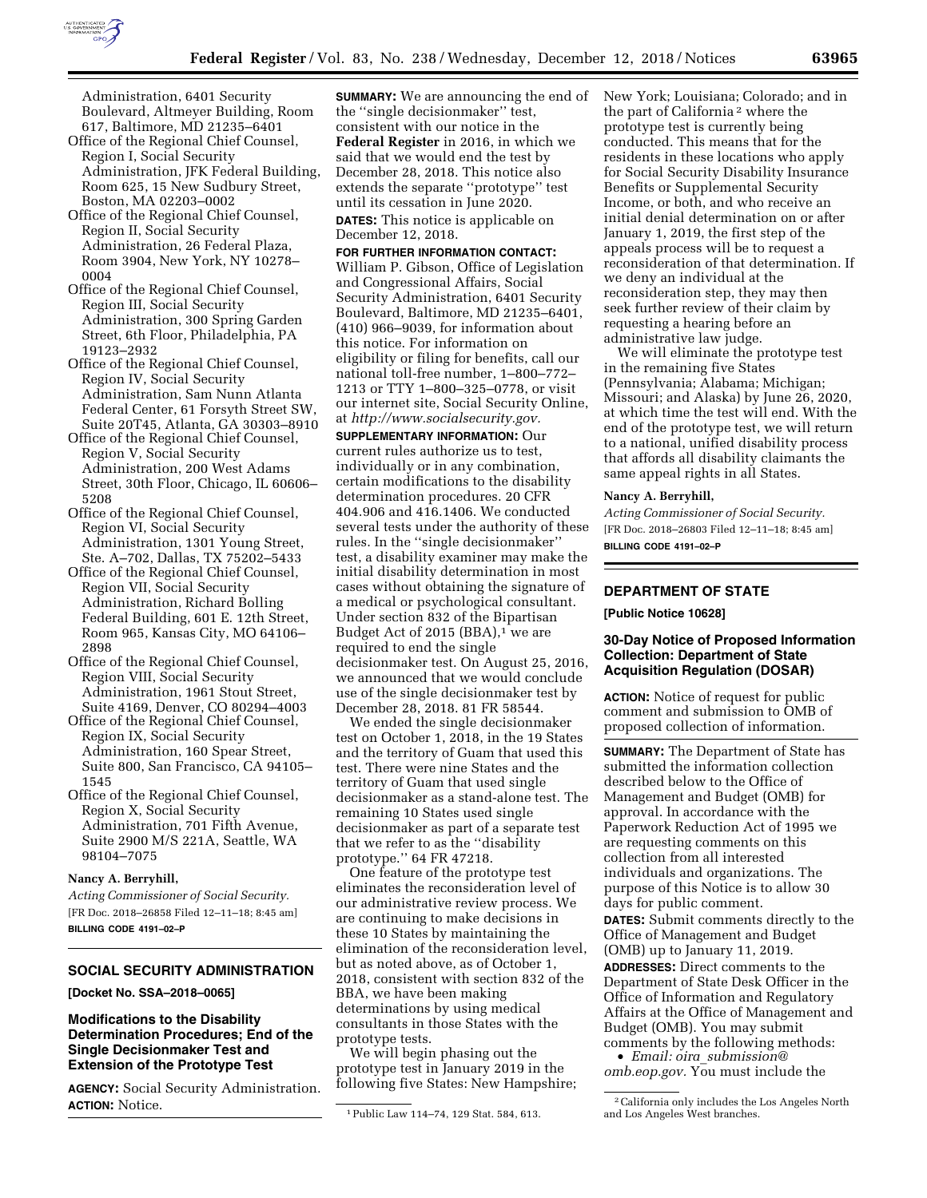Administration, 6401 Security Boulevard, Altmeyer Building, Room 617, Baltimore, MD 21235–6401

Office of the Regional Chief Counsel, Region I, Social Security Administration, JFK Federal Building, Room 625, 15 New Sudbury Street, Boston, MA 02203–0002

Office of the Regional Chief Counsel, Region II, Social Security Administration, 26 Federal Plaza, Room 3904, New York, NY 10278–0004

Office of the Regional Chief Counsel, Region III, Social Security Administration, 300 Spring Garden Street, 6th Floor, Philadelphia, PA 19123–2932

Office of the Regional Chief Counsel, Region IV, Social Security Administration, Sam Nunn Atlanta Federal Center, 61 Forsyth Street SW, Suite 20T45, Atlanta, GA 30303–8910

Office of the Regional Chief Counsel, Region V, Social Security Administration, 200 West Adams Street, 30th Floor, Chicago, IL 60606–5208

Office of the Regional Chief Counsel, Region VI, Social Security Administration, 1301 Young Street, Ste. A–702, Dallas, TX 75202–5433

Office of the Regional Chief Counsel, Region VII, Social Security Administration, Richard Bolling Federal Building, 601 E. 12th Street, Room 965, Kansas City, MO 64106–2898

Office of the Regional Chief Counsel, Region VIII, Social Security Administration, 1961 Stout Street, Suite 4169, Denver, CO 80294–4003

Office of the Regional Chief Counsel, Region IX, Social Security Administration, 160 Spear Street, Suite 800, San Francisco, CA 94105–1545

Office of the Regional Chief Counsel, Region X, Social Security Administration, 701 Fifth Avenue, Suite 2900 M/S 221A, Seattle, WA 98104–7075

**Nancy A. Berryhill,**

*Acting Commissioner of Social Security.*

[FR Doc. 2018–26858 Filed 12–11–18; 8:45 am]

**BILLING CODE 4191–02–P**

## SOCIAL SECURITY ADMINISTRATION

**[Docket No. SSA–2018–0065]**

### Modifications to the Disability Determination Procedures; End of the Single Decisionmaker Test and Extension of the Prototype Test

**AGENCY:** Social Security Administration.

**ACTION:** Notice.

**SUMMARY:** We are announcing the end of the ''single decisionmaker'' test, consistent with our notice in the **Federal Register** in 2016, in which we said that we would end the test by December 28, 2018. This notice also extends the separate ''prototype'' test until its cessation in June 2020.

**DATES:** This notice is applicable on December 12, 2018.

**FOR FURTHER INFORMATION CONTACT:** William P. Gibson, Office of Legislation and Congressional Affairs, Social Security Administration, 6401 Security Boulevard, Baltimore, MD 21235–6401, (410) 966–9039, for information about this notice. For information on eligibility or filing for benefits, call our national toll-free number, 1–800–772–1213 or TTY 1–800–325–0778, or visit our internet site, Social Security Online, at *http://www.socialsecurity.gov.*

**SUPPLEMENTARY INFORMATION:** Our current rules authorize us to test, individually or in any combination, certain modifications to the disability determination procedures. 20 CFR 404.906 and 416.1406. We conducted several tests under the authority of these rules. In the ''single decisionmaker'' test, a disability examiner may make the initial disability determination in most cases without obtaining the signature of a medical or psychological consultant. Under section 832 of the Bipartisan Budget Act of 2015 (BBA),[1] we are required to end the single decisionmaker test. On August 25, 2016, we announced that we would conclude use of the single decisionmaker test by December 28, 2018. 81 FR 58544.

We ended the single decisionmaker test on October 1, 2018, in the 19 States and the territory of Guam that used this test. There were nine States and the territory of Guam that used single decisionmaker as a stand-alone test. The remaining 10 States used single decisionmaker as part of a separate test that we refer to as the ''disability prototype.'' 64 FR 47218.

One feature of the prototype test eliminates the reconsideration level of our administrative review process. We are continuing to make decisions in these 10 States by maintaining the elimination of the reconsideration level, but as noted above, as of October 1, 2018, consistent with section 832 of the BBA, we have been making determinations by using medical consultants in those States with the prototype tests.

We will begin phasing out the prototype test in January 2019 in the following five States: New Hampshire; New York; Louisiana; Colorado; and in the part of California[2] where the prototype test is currently being conducted. This means that for the residents in these locations who apply for Social Security Disability Insurance Benefits or Supplemental Security Income, or both, and who receive an initial denial determination on or after January 1, 2019, the first step of the appeals process will be to request a reconsideration of that determination. If we deny an individual at the reconsideration step, they may then seek further review of their claim by requesting a hearing before an administrative law judge.

We will eliminate the prototype test in the remaining five States (Pennsylvania; Alabama; Michigan; Missouri; and Alaska) by June 26, 2020, at which time the test will end. With the end of the prototype test, we will return to a national, unified disability process that affords all disability claimants the same appeal rights in all States.

**Nancy A. Berryhill,**

*Acting Commissioner of Social Security.*

[FR Doc. 2018–26803 Filed 12–11–18; 8:45 am]

**BILLING CODE 4191–02–P**

[1] Public Law 114–74, 129 Stat. 584, 613.

[2] California only includes the Los Angeles North and Los Angeles West branches.

## DEPARTMENT OF STATE

**[Public Notice 10628]**

### 30-Day Notice of Proposed Information Collection: Department of State Acquisition Regulation (DOSAR)

**ACTION:** Notice of request for public comment and submission to OMB of proposed collection of information.

**SUMMARY:** The Department of State has submitted the information collection described below to the Office of Management and Budget (OMB) for approval. In accordance with the Paperwork Reduction Act of 1995 we are requesting comments on this collection from all interested individuals and organizations. The purpose of this Notice is to allow 30 days for public comment.

**DATES:** Submit comments directly to the Office of Management and Budget (OMB) up to January 11, 2019.

**ADDRESSES:** Direct comments to the Department of State Desk Officer in the Office of Information and Regulatory Affairs at the Office of Management and Budget (OMB). You may submit comments by the following methods:

- *Email: oira_submission@omb.eop.gov.* You must include the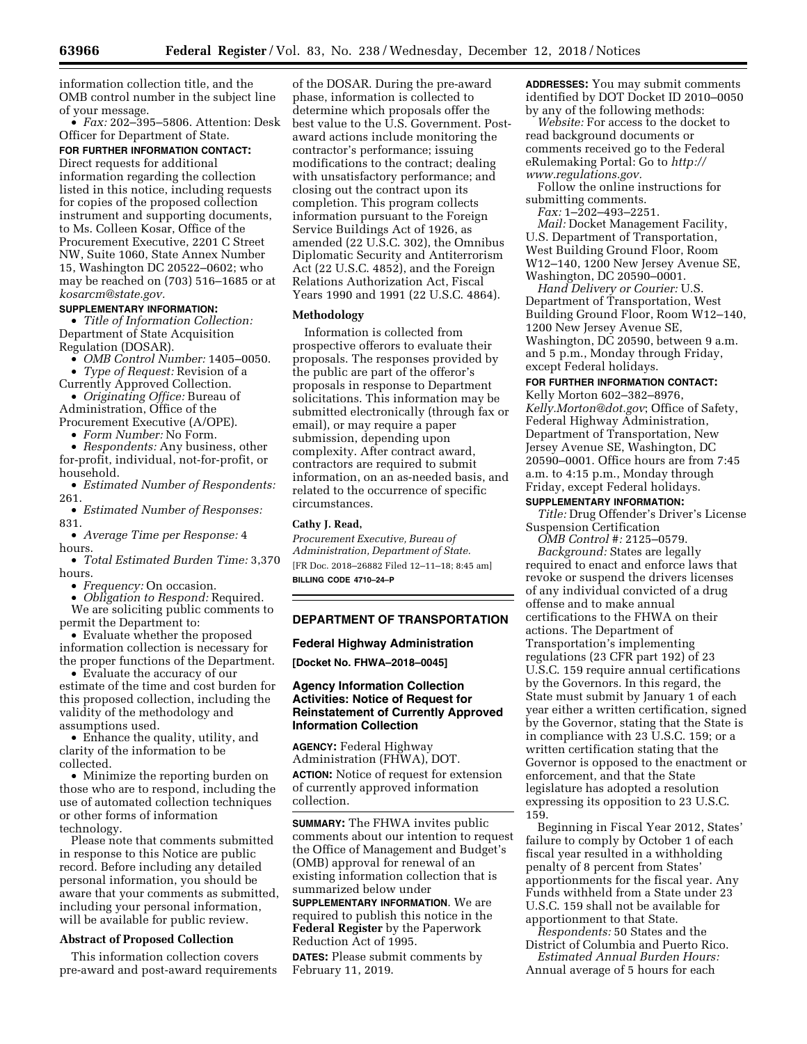information collection title, and the OMB control number in the subject line of your message.

- *Fax:* 202–395–5806. Attention: Desk Officer for Department of State.

**FOR FURTHER INFORMATION CONTACT:** Direct requests for additional information regarding the collection listed in this notice, including requests for copies of the proposed collection instrument and supporting documents, to Ms. Colleen Kosar, Office of the Procurement Executive, 2201 C Street NW, Suite 1060, State Annex Number 15, Washington DC 20522–0602; who may be reached on (703) 516–1685 or at *kosarcm@state.gov.*

**SUPPLEMENTARY INFORMATION:**

- *Title of Information Collection:* Department of State Acquisition Regulation (DOSAR).
- *OMB Control Number:* 1405–0050.
- *Type of Request:* Revision of a Currently Approved Collection.
- *Originating Office:* Bureau of Administration, Office of the Procurement Executive (A/OPE).
- *Form Number:* No Form.
- *Respondents:* Any business, other for-profit, individual, not-for-profit, or household.
- *Estimated Number of Respondents:* 261.
- *Estimated Number of Responses:* 831.
- *Average Time per Response:* 4 hours.
- *Total Estimated Burden Time:* 3,370 hours.
- *Frequency:* On occasion.
- *Obligation to Respond:* Required.

We are soliciting public comments to permit the Department to:

- Evaluate whether the proposed information collection is necessary for the proper functions of the Department.
- Evaluate the accuracy of our estimate of the time and cost burden for this proposed collection, including the validity of the methodology and assumptions used.
- Enhance the quality, utility, and clarity of the information to be collected.
- Minimize the reporting burden on those who are to respond, including the use of automated collection techniques or other forms of information technology.

Please note that comments submitted in response to this Notice are public record. Before including any detailed personal information, you should be aware that your comments as submitted, including your personal information, will be available for public review.

**Abstract of Proposed Collection**

This information collection covers pre-award and post-award requirements of the DOSAR. During the pre-award phase, information is collected to determine which proposals offer the best value to the U.S. Government. Post-award actions include monitoring the contractor's performance; issuing modifications to the contract; dealing with unsatisfactory performance; and closing out the contract upon its completion. This program collects information pursuant to the Foreign Service Buildings Act of 1926, as amended (22 U.S.C. 302), the Omnibus Diplomatic Security and Antiterrorism Act (22 U.S.C. 4852), and the Foreign Relations Authorization Act, Fiscal Years 1990 and 1991 (22 U.S.C. 4864).

**Methodology**

Information is collected from prospective offerors to evaluate their proposals. The responses provided by the public are part of the offeror's proposals in response to Department solicitations. This information may be submitted electronically (through fax or email), or may require a paper submission, depending upon complexity. After contract award, contractors are required to submit information, on an as-needed basis, and related to the occurrence of specific circumstances.

**Cathy J. Read,**

*Procurement Executive, Bureau of Administration, Department of State.*

[FR Doc. 2018–26882 Filed 12–11–18; 8:45 am]

**BILLING CODE 4710–24–P**

## DEPARTMENT OF TRANSPORTATION

### Federal Highway Administration

**[Docket No. FHWA–2018–0045]**

### Agency Information Collection Activities: Notice of Request for Reinstatement of Currently Approved Information Collection

**AGENCY:** Federal Highway Administration (FHWA), DOT.

**ACTION:** Notice of request for extension of currently approved information collection.

**SUMMARY:** The FHWA invites public comments about our intention to request the Office of Management and Budget's (OMB) approval for renewal of an existing information collection that is summarized below under **SUPPLEMENTARY INFORMATION**. We are required to publish this notice in the **Federal Register** by the Paperwork Reduction Act of 1995.

**DATES:** Please submit comments by February 11, 2019.

**ADDRESSES:** You may submit comments identified by DOT Docket ID 2010–0050 by any of the following methods:

*Website:* For access to the docket to read background documents or comments received go to the Federal eRulemaking Portal: Go to *http://www.regulations.gov.*

Follow the online instructions for submitting comments.

*Fax:* 1–202–493–2251.

*Mail:* Docket Management Facility, U.S. Department of Transportation, West Building Ground Floor, Room W12–140, 1200 New Jersey Avenue SE, Washington, DC 20590–0001.

*Hand Delivery or Courier:* U.S. Department of Transportation, West Building Ground Floor, Room W12–140, 1200 New Jersey Avenue SE, Washington, DC 20590, between 9 a.m. and 5 p.m., Monday through Friday, except Federal holidays.

**FOR FURTHER INFORMATION CONTACT:** Kelly Morton 602–382–8976, *Kelly.Morton@dot.gov*; Office of Safety, Federal Highway Administration, Department of Transportation, New Jersey Avenue SE, Washington, DC 20590–0001. Office hours are from 7:45 a.m. to 4:15 p.m., Monday through Friday, except Federal holidays.

**SUPPLEMENTARY INFORMATION:**

*Title:* Drug Offender's Driver's License Suspension Certification

*OMB Control #:* 2125–0579.

*Background:* States are legally required to enact and enforce laws that revoke or suspend the drivers licenses of any individual convicted of a drug offense and to make annual certifications to the FHWA on their actions. The Department of Transportation's implementing regulations (23 CFR part 192) of 23 U.S.C. 159 require annual certifications by the Governors. In this regard, the State must submit by January 1 of each year either a written certification, signed by the Governor, stating that the State is in compliance with 23 U.S.C. 159; or a written certification stating that the Governor is opposed to the enactment or enforcement, and that the State legislature has adopted a resolution expressing its opposition to 23 U.S.C. 159.

Beginning in Fiscal Year 2012, States' failure to comply by October 1 of each fiscal year resulted in a withholding penalty of 8 percent from States' apportionments for the fiscal year. Any Funds withheld from a State under 23 U.S.C. 159 shall not be available for apportionment to that State.

*Respondents:* 50 States and the District of Columbia and Puerto Rico.

*Estimated Annual Burden Hours:* Annual average of 5 hours for each